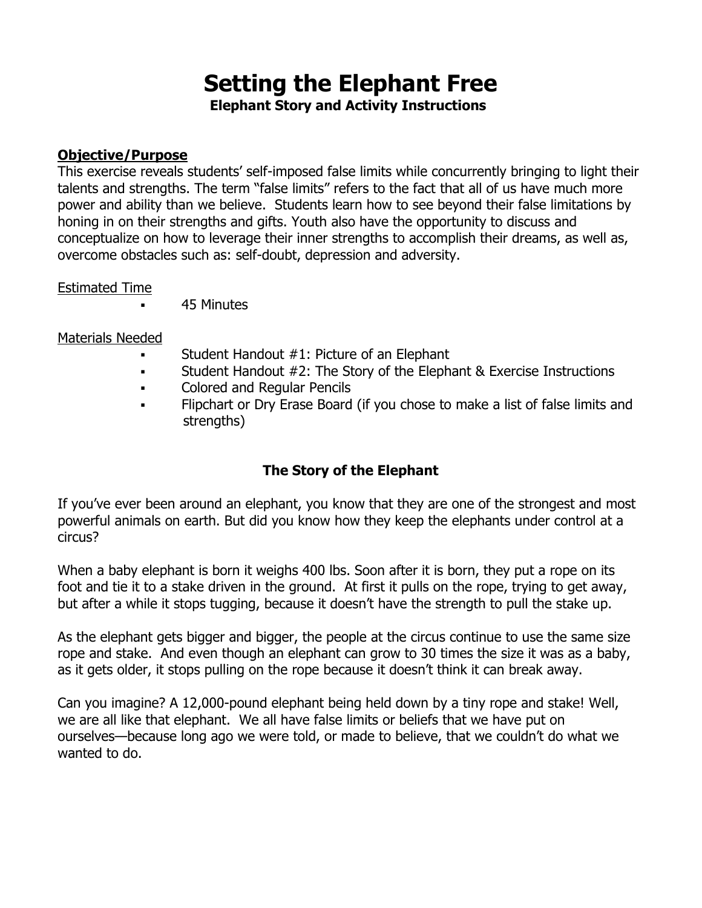# Setting the Elephant Free

**Elephant Story and Activity Instructions**

**Objective/Purpose**

This exercise reveals students' self-imposed false limits while concurrently bringing to light their talents and strengths. The term "false limits" refers to the fact that all of us have much more power and ability than we believe. Students learn how to see beyond their false limitations by honing in on their strengths and gifts. Youth also have the opportunity to discuss and conceptualize on how to leverage their inner strengths to accomplish their dreams, as well as, overcome obstacles such as: self-doubt, depression and adversity.

Estimated Time

- 45 Minutes

Materials Needed

- Student Handout #1: Picture of an Elephant
- Student Handout #2: The Story of the Elephant & Exercise Instructions
- Colored and Regular Pencils
- Flipchart or Dry Erase Board (if you chose to make a list of false limits and strengths)

## The Story of the Elephant

If you've ever been around an elephant, you know that they are one of the strongest and most powerful animals on earth. But did you know how they keep the elephants under control at a circus?

When a baby elephant is born it weighs 400 lbs. Soon after it is born, they put a rope on its foot and tie it to a stake driven in the ground. At first it pulls on the rope, trying to get away, but after a while it stops tugging, because it doesn't have the strength to pull the stake up.

As the elephant gets bigger and bigger, the people at the circus continue to use the same size rope and stake. And even though an elephant can grow to 30 times the size it was as a baby, as it gets older, it stops pulling on the rope because it doesn't think it can break away.

Can you imagine? A 12,000-pound elephant being held down by a tiny rope and stake! Well, we are all like that elephant. We all have false limits or beliefs that we have put on ourselves—because long ago we were told, or made to believe, that we couldn't do what we wanted to do.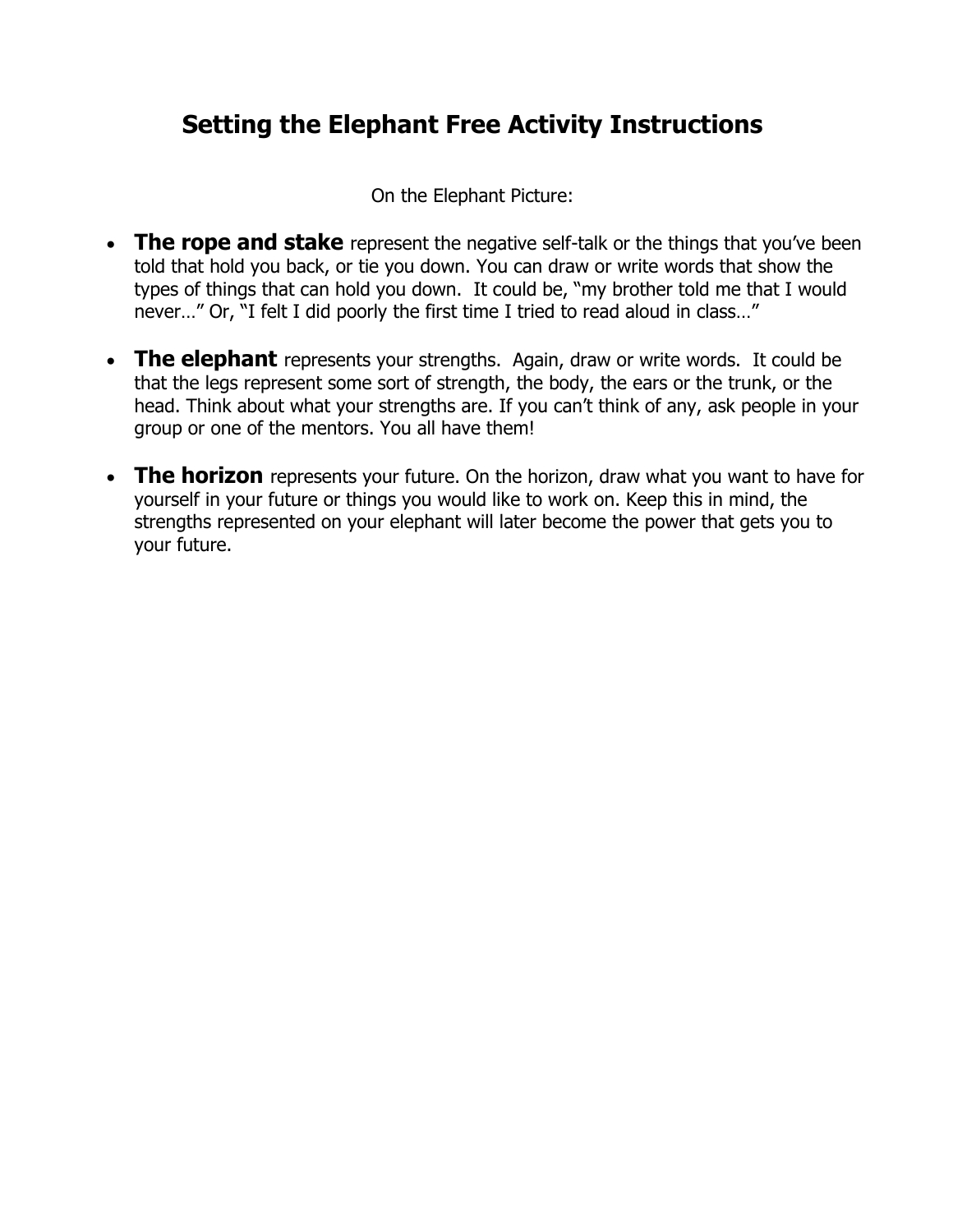# Setting the Elephant Free Activity Instructions

On the Elephant Picture:

- **The rope and stake** represent the negative self-talk or the things that you've been told that hold you back, or tie you down. You can draw or write words that show the types of things that can hold you down. It could be, "my brother told me that I would never…" Or, "I felt I did poorly the first time I tried to read aloud in class…"

- **The elephant** represents your strengths. Again, draw or write words. It could be that the legs represent some sort of strength, the body, the ears or the trunk, or the head. Think about what your strengths are. If you can't think of any, ask people in your group or one of the mentors. You all have them!

- **The horizon** represents your future. On the horizon, draw what you want to have for yourself in your future or things you would like to work on. Keep this in mind, the strengths represented on your elephant will later become the power that gets you to your future.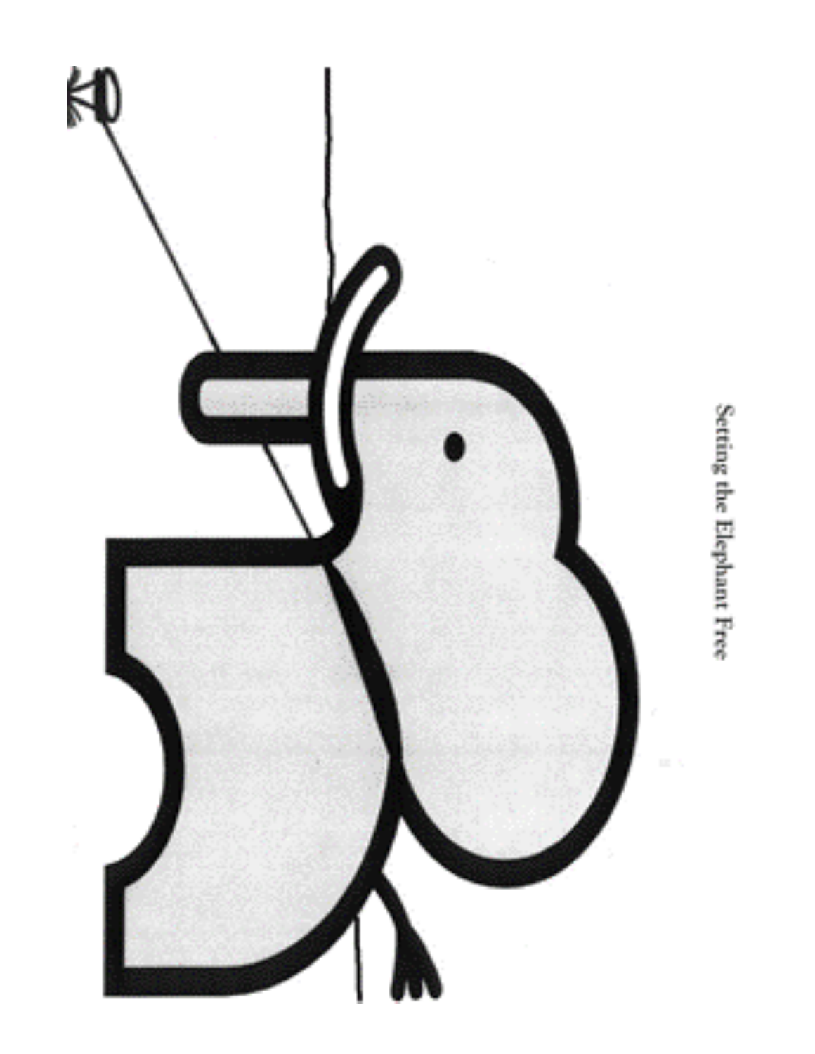Setting the Elephant Free